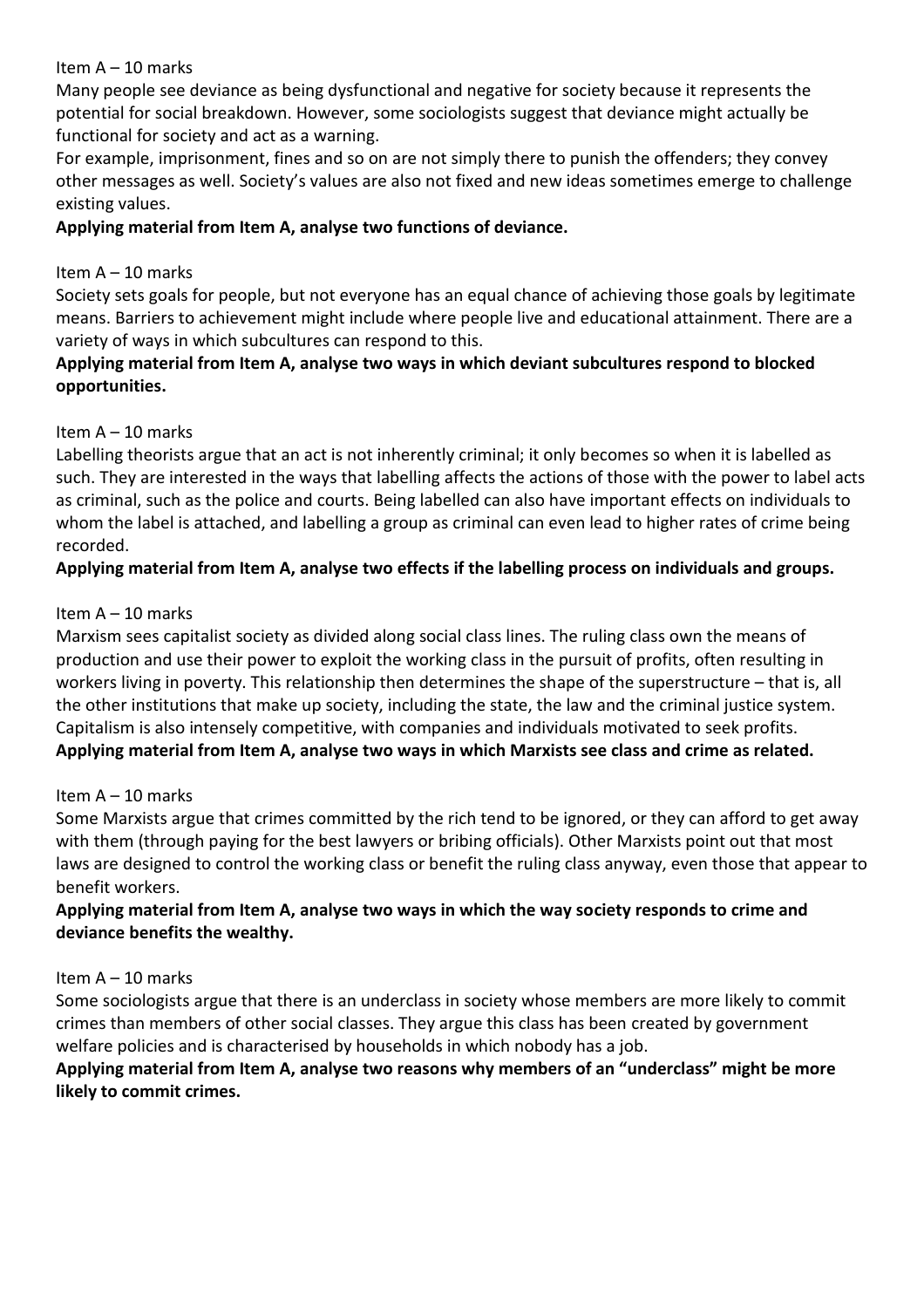Item A – 10 marks

Many people see deviance as being dysfunctional and negative for society because it represents the potential for social breakdown. However, some sociologists suggest that deviance might actually be functional for society and act as a warning.

For example, imprisonment, fines and so on are not simply there to punish the offenders; they convey other messages as well. Society's values are also not fixed and new ideas sometimes emerge to challenge existing values.

**Applying material from Item A, analyse two functions of deviance.**

Item A – 10 marks

Society sets goals for people, but not everyone has an equal chance of achieving those goals by legitimate means. Barriers to achievement might include where people live and educational attainment. There are a variety of ways in which subcultures can respond to this.

**Applying material from Item A, analyse two ways in which deviant subcultures respond to blocked opportunities.**

Item A – 10 marks

Labelling theorists argue that an act is not inherently criminal; it only becomes so when it is labelled as such. They are interested in the ways that labelling affects the actions of those with the power to label acts as criminal, such as the police and courts. Being labelled can also have important effects on individuals to whom the label is attached, and labelling a group as criminal can even lead to higher rates of crime being recorded.

**Applying material from Item A, analyse two effects if the labelling process on individuals and groups.**

Item A – 10 marks

Marxism sees capitalist society as divided along social class lines. The ruling class own the means of production and use their power to exploit the working class in the pursuit of profits, often resulting in workers living in poverty. This relationship then determines the shape of the superstructure – that is, all the other institutions that make up society, including the state, the law and the criminal justice system. Capitalism is also intensely competitive, with companies and individuals motivated to seek profits.

**Applying material from Item A, analyse two ways in which Marxists see class and crime as related.**

Item A – 10 marks

Some Marxists argue that crimes committed by the rich tend to be ignored, or they can afford to get away with them (through paying for the best lawyers or bribing officials). Other Marxists point out that most laws are designed to control the working class or benefit the ruling class anyway, even those that appear to benefit workers.

**Applying material from Item A, analyse two ways in which the way society responds to crime and deviance benefits the wealthy.**

Item A – 10 marks

Some sociologists argue that there is an underclass in society whose members are more likely to commit crimes than members of other social classes. They argue this class has been created by government welfare policies and is characterised by households in which nobody has a job.

**Applying material from Item A, analyse two reasons why members of an "underclass" might be more likely to commit crimes.**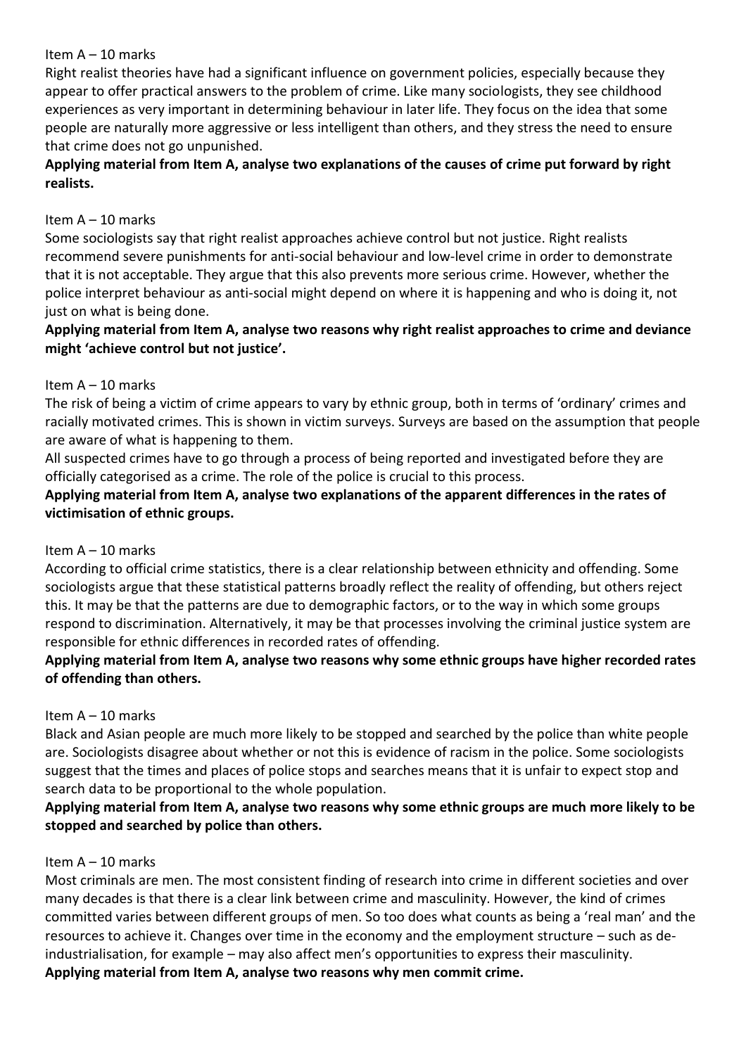Item A – 10 marks

Right realist theories have had a significant influence on government policies, especially because they appear to offer practical answers to the problem of crime. Like many sociologists, they see childhood experiences as very important in determining behaviour in later life. They focus on the idea that some people are naturally more aggressive or less intelligent than others, and they stress the need to ensure that crime does not go unpunished.

**Applying material from Item A, analyse two explanations of the causes of crime put forward by right realists.**

Item A – 10 marks

Some sociologists say that right realist approaches achieve control but not justice. Right realists recommend severe punishments for anti-social behaviour and low-level crime in order to demonstrate that it is not acceptable. They argue that this also prevents more serious crime. However, whether the police interpret behaviour as anti-social might depend on where it is happening and who is doing it, not just on what is being done.

**Applying material from Item A, analyse two reasons why right realist approaches to crime and deviance might 'achieve control but not justice'.**

Item A – 10 marks

The risk of being a victim of crime appears to vary by ethnic group, both in terms of 'ordinary' crimes and racially motivated crimes. This is shown in victim surveys. Surveys are based on the assumption that people are aware of what is happening to them.

All suspected crimes have to go through a process of being reported and investigated before they are officially categorised as a crime. The role of the police is crucial to this process.

**Applying material from Item A, analyse two explanations of the apparent differences in the rates of victimisation of ethnic groups.**

Item A – 10 marks

According to official crime statistics, there is a clear relationship between ethnicity and offending. Some sociologists argue that these statistical patterns broadly reflect the reality of offending, but others reject this. It may be that the patterns are due to demographic factors, or to the way in which some groups respond to discrimination. Alternatively, it may be that processes involving the criminal justice system are responsible for ethnic differences in recorded rates of offending.

**Applying material from Item A, analyse two reasons why some ethnic groups have higher recorded rates of offending than others.**

Item A – 10 marks

Black and Asian people are much more likely to be stopped and searched by the police than white people are. Sociologists disagree about whether or not this is evidence of racism in the police. Some sociologists suggest that the times and places of police stops and searches means that it is unfair to expect stop and search data to be proportional to the whole population.

**Applying material from Item A, analyse two reasons why some ethnic groups are much more likely to be stopped and searched by police than others.**

Item A – 10 marks

Most criminals are men. The most consistent finding of research into crime in different societies and over many decades is that there is a clear link between crime and masculinity. However, the kind of crimes committed varies between different groups of men. So too does what counts as being a 'real man' and the resources to achieve it. Changes over time in the economy and the employment structure – such as de-industrialisation, for example – may also affect men's opportunities to express their masculinity.

**Applying material from Item A, analyse two reasons why men commit crime.**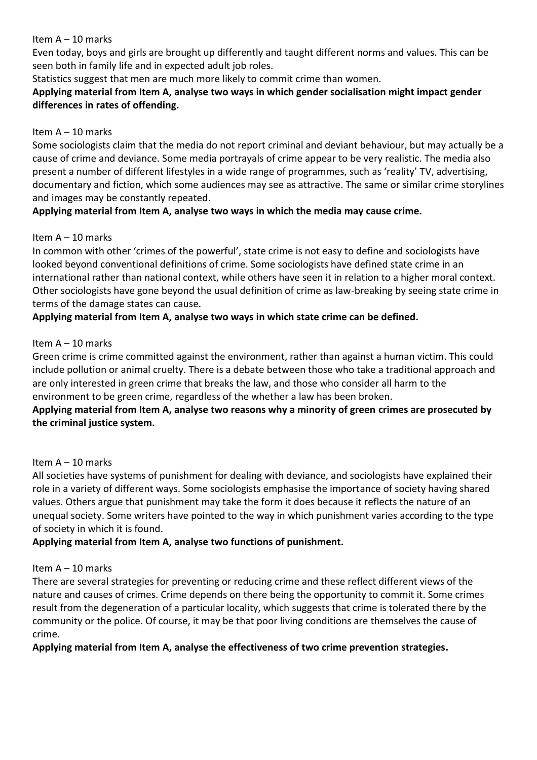Item A – 10 marks

Even today, boys and girls are brought up differently and taught different norms and values. This can be seen both in family life and in expected adult job roles.

Statistics suggest that men are much more likely to commit crime than women.

**Applying material from Item A, analyse two ways in which gender socialisation might impact gender differences in rates of offending.**

Item A – 10 marks

Some sociologists claim that the media do not report criminal and deviant behaviour, but may actually be a cause of crime and deviance. Some media portrayals of crime appear to be very realistic. The media also present a number of different lifestyles in a wide range of programmes, such as 'reality' TV, advertising, documentary and fiction, which some audiences may see as attractive. The same or similar crime storylines and images may be constantly repeated.

**Applying material from Item A, analyse two ways in which the media may cause crime.**

Item A – 10 marks

In common with other 'crimes of the powerful', state crime is not easy to define and sociologists have looked beyond conventional definitions of crime. Some sociologists have defined state crime in an international rather than national context, while others have seen it in relation to a higher moral context. Other sociologists have gone beyond the usual definition of crime as law-breaking by seeing state crime in terms of the damage states can cause.

**Applying material from Item A, analyse two ways in which state crime can be defined.**

Item A – 10 marks

Green crime is crime committed against the environment, rather than against a human victim. This could include pollution or animal cruelty. There is a debate between those who take a traditional approach and are only interested in green crime that breaks the law, and those who consider all harm to the environment to be green crime, regardless of the whether a law has been broken.

**Applying material from Item A, analyse two reasons why a minority of green crimes are prosecuted by the criminal justice system.**

Item A – 10 marks

All societies have systems of punishment for dealing with deviance, and sociologists have explained their role in a variety of different ways. Some sociologists emphasise the importance of society having shared values. Others argue that punishment may take the form it does because it reflects the nature of an unequal society. Some writers have pointed to the way in which punishment varies according to the type of society in which it is found.

**Applying material from Item A, analyse two functions of punishment.**

Item A – 10 marks

There are several strategies for preventing or reducing crime and these reflect different views of the nature and causes of crimes. Crime depends on there being the opportunity to commit it. Some crimes result from the degeneration of a particular locality, which suggests that crime is tolerated there by the community or the police. Of course, it may be that poor living conditions are themselves the cause of crime.

**Applying material from Item A, analyse the effectiveness of two crime prevention strategies.**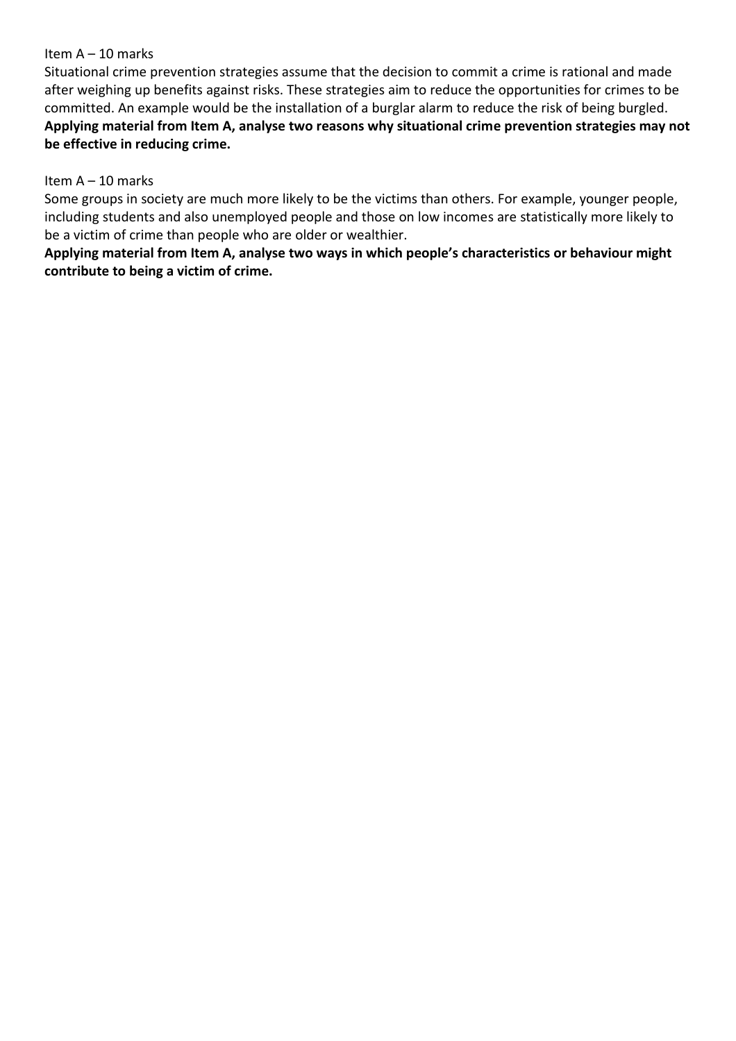Item A – 10 marks

Situational crime prevention strategies assume that the decision to commit a crime is rational and made after weighing up benefits against risks. These strategies aim to reduce the opportunities for crimes to be committed. An example would be the installation of a burglar alarm to reduce the risk of being burgled.

**Applying material from Item A, analyse two reasons why situational crime prevention strategies may not be effective in reducing crime.**

Item A – 10 marks

Some groups in society are much more likely to be the victims than others. For example, younger people, including students and also unemployed people and those on low incomes are statistically more likely to be a victim of crime than people who are older or wealthier.

**Applying material from Item A, analyse two ways in which people's characteristics or behaviour might contribute to being a victim of crime.**